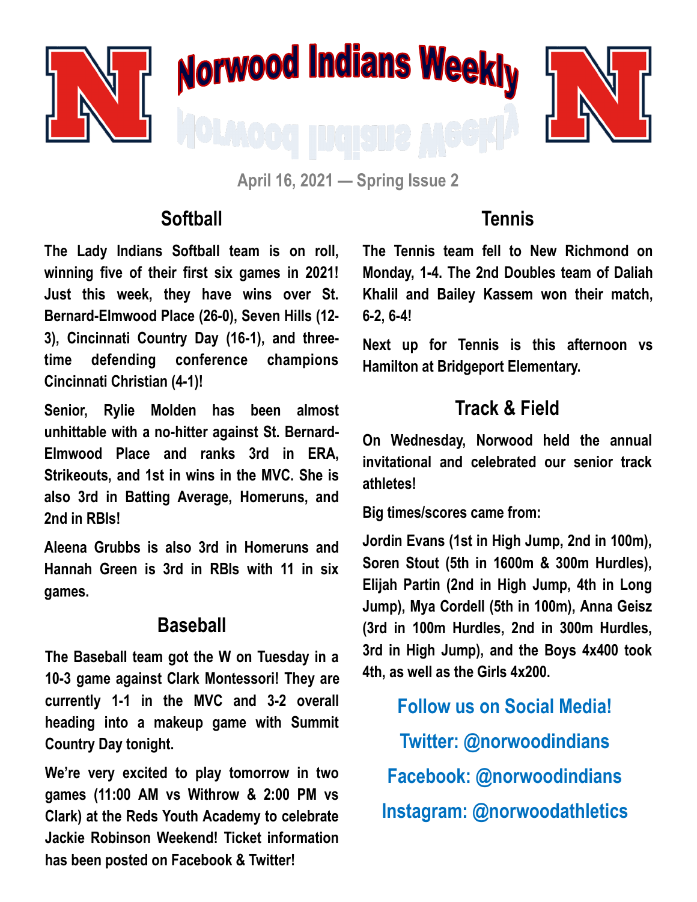# Norwood Indians Weekly

April 16, 2021 — Spring Issue 2

## Softball

The Lady Indians Softball team is on roll, winning five of their first six games in 2021! Just this week, they have wins over St. Bernard-Elmwood Place (26-0), Seven Hills (12-3), Cincinnati Country Day (16-1), and three-time defending conference champions Cincinnati Christian (4-1)!

Senior, Rylie Molden has been almost unhittable with a no-hitter against St. Bernard-Elmwood Place and ranks 3rd in ERA, Strikeouts, and 1st in wins in the MVC. She is also 3rd in Batting Average, Homeruns, and 2nd in RBIs!

Aleena Grubbs is also 3rd in Homeruns and Hannah Green is 3rd in RBIs with 11 in six games.

## Baseball

The Baseball team got the W on Tuesday in a 10-3 game against Clark Montessori! They are currently 1-1 in the MVC and 3-2 overall heading into a makeup game with Summit Country Day tonight.

We're very excited to play tomorrow in two games (11:00 AM vs Withrow & 2:00 PM vs Clark) at the Reds Youth Academy to celebrate Jackie Robinson Weekend! Ticket information has been posted on Facebook & Twitter!

## Tennis

The Tennis team fell to New Richmond on Monday, 1-4. The 2nd Doubles team of Daliah Khalil and Bailey Kassem won their match, 6-2, 6-4!

Next up for Tennis is this afternoon vs Hamilton at Bridgeport Elementary.

## Track & Field

On Wednesday, Norwood held the annual invitational and celebrated our senior track athletes!

Big times/scores came from:

Jordin Evans (1st in High Jump, 2nd in 100m), Soren Stout (5th in 1600m & 300m Hurdles), Elijah Partin (2nd in High Jump, 4th in Long Jump), Mya Cordell (5th in 100m), Anna Geisz (3rd in 100m Hurdles, 2nd in 300m Hurdles, 3rd in High Jump), and the Boys 4x400 took 4th, as well as the Girls 4x200.

**Follow us on Social Media!**

**Twitter: @norwoodindians**

**Facebook: @norwoodindians**

**Instagram: @norwoodathletics**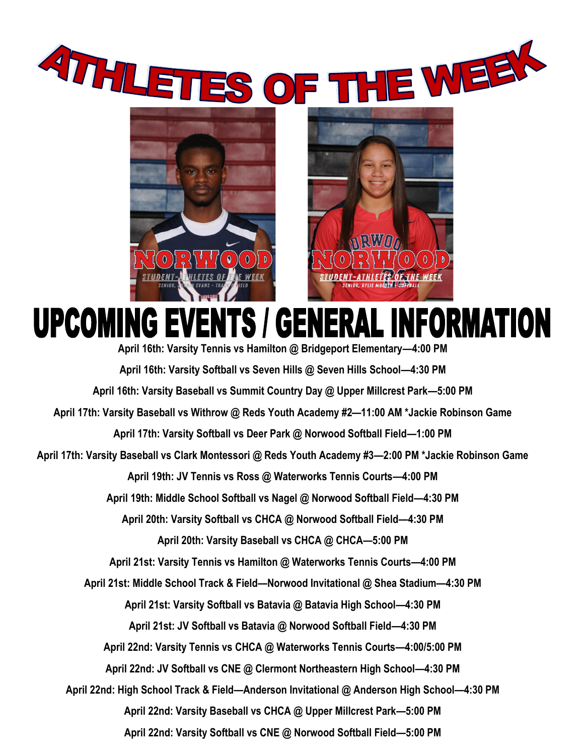# ATHLETES OF THE WEEK

NORWOOD
STUDENT-ATHLETES OF THE WEEK
SENIOR, JORDIN EVANS - TRACK & FIELD

NORWOOD
STUDENT-ATHLETES OF THE WEEK
SENIOR, KYLIE MOLDEN - SOFTBALL

# UPCOMING EVENTS / GENERAL INFORMATION

**April 16th: Varsity Tennis vs Hamilton @ Bridgeport Elementary—4:00 PM**

**April 16th: Varsity Softball vs Seven Hills @ Seven Hills School—4:30 PM**

**April 16th: Varsity Baseball vs Summit Country Day @ Upper Millcrest Park—5:00 PM**

**April 17th: Varsity Baseball vs Withrow @ Reds Youth Academy #2—11:00 AM *Jackie Robinson Game**

**April 17th: Varsity Softball vs Deer Park @ Norwood Softball Field—1:00 PM**

**April 17th: Varsity Baseball vs Clark Montessori @ Reds Youth Academy #3—2:00 PM *Jackie Robinson Game**

**April 19th: JV Tennis vs Ross @ Waterworks Tennis Courts—4:00 PM**

**April 19th: Middle School Softball vs Nagel @ Norwood Softball Field—4:30 PM**

**April 20th: Varsity Softball vs CHCA @ Norwood Softball Field—4:30 PM**

**April 20th: Varsity Baseball vs CHCA @ CHCA—5:00 PM**

**April 21st: Varsity Tennis vs Hamilton @ Waterworks Tennis Courts—4:00 PM**

**April 21st: Middle School Track & Field—Norwood Invitational @ Shea Stadium—4:30 PM**

**April 21st: Varsity Softball vs Batavia @ Batavia High School—4:30 PM**

**April 21st: JV Softball vs Batavia @ Norwood Softball Field—4:30 PM**

**April 22nd: Varsity Tennis vs CHCA @ Waterworks Tennis Courts—4:00/5:00 PM**

**April 22nd: JV Softball vs CNE @ Clermont Northeastern High School—4:30 PM**

**April 22nd: High School Track & Field—Anderson Invitational @ Anderson High School—4:30 PM**

**April 22nd: Varsity Baseball vs CHCA @ Upper Millcrest Park—5:00 PM**

**April 22nd: Varsity Softball vs CNE @ Norwood Softball Field—5:00 PM**